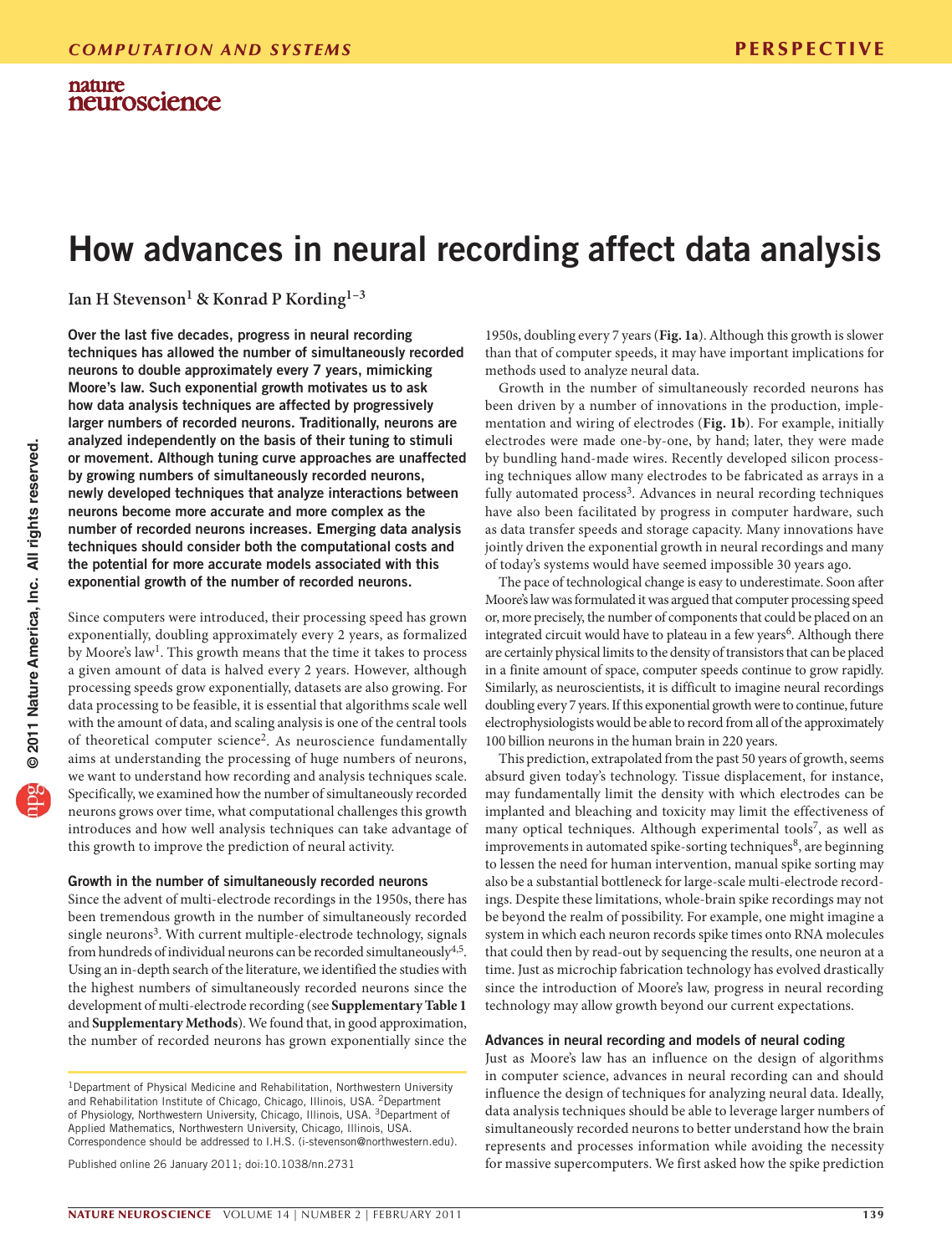# How advances in neural recording affect data analysis

**Ian H Stevenson[1] & Konrad P Kording[1–3]**

**Over the last five decades, progress in neural recording techniques has allowed the number of simultaneously recorded neurons to double approximately every 7 years, mimicking Moore's law. Such exponential growth motivates us to ask how data analysis techniques are affected by progressively larger numbers of recorded neurons. Traditionally, neurons are analyzed independently on the basis of their tuning to stimuli or movement. Although tuning curve approaches are unaffected by growing numbers of simultaneously recorded neurons, newly developed techniques that analyze interactions between neurons become more accurate and more complex as the number of recorded neurons increases. Emerging data analysis techniques should consider both the computational costs and the potential for more accurate models associated with this exponential growth of the number of recorded neurons.**

Since computers were introduced, their processing speed has grown exponentially, doubling approximately every 2 years, as formalized by Moore's law[1]. This growth means that the time it takes to process a given amount of data is halved every 2 years. However, although processing speeds grow exponentially, datasets are also growing. For data processing to be feasible, it is essential that algorithms scale well with the amount of data, and scaling analysis is one of the central tools of theoretical computer science[2]. As neuroscience fundamentally aims at understanding the processing of huge numbers of neurons, we want to understand how recording and analysis techniques scale. Specifically, we examined how the number of simultaneously recorded neurons grows over time, what computational challenges this growth introduces and how well analysis techniques can take advantage of this growth to improve the prediction of neural activity.

## Growth in the number of simultaneously recorded neurons

Since the advent of multi-electrode recordings in the 1950s, there has been tremendous growth in the number of simultaneously recorded single neurons[3]. With current multiple-electrode technology, signals from hundreds of individual neurons can be recorded simultaneously[4,5]. Using an in-depth search of the literature, we identified the studies with the highest numbers of simultaneously recorded neurons since the development of multi-electrode recording (see **Supplementary Table 1** and **Supplementary Methods**). We found that, in good approximation, the number of recorded neurons has grown exponentially since the 1950s, doubling every 7 years (**Fig. 1a**). Although this growth is slower than that of computer speeds, it may have important implications for methods used to analyze neural data.

Growth in the number of simultaneously recorded neurons has been driven by a number of innovations in the production, implementation and wiring of electrodes (**Fig. 1b**). For example, initially electrodes were made one-by-one, by hand; later, they were made by bundling hand-made wires. Recently developed silicon processing techniques allow many electrodes to be fabricated as arrays in a fully automated process[3]. Advances in neural recording techniques have also been facilitated by progress in computer hardware, such as data transfer speeds and storage capacity. Many innovations have jointly driven the exponential growth in neural recordings and many of today's systems would have seemed impossible 30 years ago.

The pace of technological change is easy to underestimate. Soon after Moore's law was formulated it was argued that computer processing speed or, more precisely, the number of components that could be placed on an integrated circuit would have to plateau in a few years[6]. Although there are certainly physical limits to the density of transistors that can be placed in a finite amount of space, computer speeds continue to grow rapidly. Similarly, as neuroscientists, it is difficult to imagine neural recordings doubling every 7 years. If this exponential growth were to continue, future electrophysiologists would be able to record from all of the approximately 100 billion neurons in the human brain in 220 years.

This prediction, extrapolated from the past 50 years of growth, seems absurd given today's technology. Tissue displacement, for instance, may fundamentally limit the density with which electrodes can be implanted and bleaching and toxicity may limit the effectiveness of many optical techniques. Although experimental tools[7], as well as improvements in automated spike-sorting techniques[8], are beginning to lessen the need for human intervention, manual spike sorting may also be a substantial bottleneck for large-scale multi-electrode recordings. Despite these limitations, whole-brain spike recordings may not be beyond the realm of possibility. For example, one might imagine a system in which each neuron records spike times onto RNA molecules that could then by read-out by sequencing the results, one neuron at a time. Just as microchip fabrication technology has evolved drastically since the introduction of Moore's law, progress in neural recording technology may allow growth beyond our current expectations.

## Advances in neural recording and models of neural coding

Just as Moore's law has an influence on the design of algorithms in computer science, advances in neural recording can and should influence the design of techniques for analyzing neural data. Ideally, data analysis techniques should be able to leverage larger numbers of simultaneously recorded neurons to better understand how the brain represents and processes information while avoiding the necessity for massive supercomputers. We first asked how the spike prediction

[1]Department of Physical Medicine and Rehabilitation, Northwestern University and Rehabilitation Institute of Chicago, Chicago, Illinois, USA. [2]Department of Physiology, Northwestern University, Chicago, Illinois, USA. [3]Department of Applied Mathematics, Northwestern University, Chicago, Illinois, USA. Correspondence should be addressed to I.H.S. (i-stevenson@northwestern.edu).

Published online 26 January 2011; doi:10.1038/nn.2731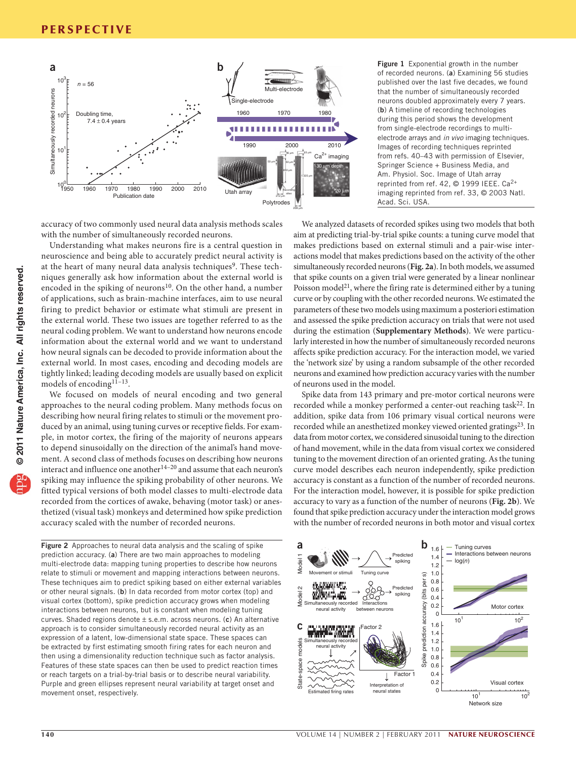Figure 1 Exponential growth in the number of recorded neurons. (**a**) Examining 56 studies published over the last five decades, we found that the number of simultaneously recorded neurons doubled approximately every 7 years. (**b**) A timeline of recording technologies during this period shows the development from single-electrode recordings to multi-electrode arrays and *in vivo* imaging techniques. Images of recording techniques reprinted from refs. 40–43 with permission of Elsevier, Springer Science + Business Media, and Am. Physiol. Soc. Image of Utah array reprinted from ref. 42, © 1999 IEEE. $Ca^{2+}$ imaging reprinted from ref. 33, © 2003 Natl. Acad. Sci. USA.

accuracy of two commonly used neural data analysis methods scales with the number of simultaneously recorded neurons.

Understanding what makes neurons fire is a central question in neuroscience and being able to accurately predict neural activity is at the heart of many neural data analysis techniques[9]. These techniques generally ask how information about the external world is encoded in the spiking of neurons[10]. On the other hand, a number of applications, such as brain-machine interfaces, aim to use neural firing to predict behavior or estimate what stimuli are present in the external world. These two issues are together referred to as the neural coding problem. We want to understand how neurons encode information about the external world and we want to understand how neural signals can be decoded to provide information about the external world. In most cases, encoding and decoding models are tightly linked; leading decoding models are usually based on explicit models of encoding[11–13].

We focused on models of neural encoding and two general approaches to the neural coding problem. Many methods focus on describing how neural firing relates to stimuli or the movement produced by an animal, using tuning curves or receptive fields. For example, in motor cortex, the firing of the majority of neurons appears to depend sinusoidally on the direction of the animal's hand movement. A second class of methods focuses on describing how neurons interact and influence one another[14–20] and assume that each neuron's spiking may influence the spiking probability of other neurons. We fitted typical versions of both model classes to multi-electrode data recorded from the cortices of awake, behaving (motor task) or anesthetized (visual task) monkeys and determined how spike prediction accuracy scaled with the number of recorded neurons.

We analyzed datasets of recorded spikes using two models that both aim at predicting trial-by-trial spike counts: a tuning curve model that makes predictions based on external stimuli and a pair-wise interactions model that makes predictions based on the activity of the other simultaneously recorded neurons (**Fig. 2a**). In both models, we assumed that spike counts on a given trial were generated by a linear nonlinear Poisson model[21], where the firing rate is determined either by a tuning curve or by coupling with the other recorded neurons. We estimated the parameters of these two models using maximum a posteriori estimation and assessed the spike prediction accuracy on trials that were not used during the estimation (**Supplementary Methods**). We were particularly interested in how the number of simultaneously recorded neurons affects spike prediction accuracy. For the interaction model, we varied the 'network size' by using a random subsample of the other recorded neurons and examined how prediction accuracy varies with the number of neurons used in the model.

Spike data from 143 primary and pre-motor cortical neurons were recorded while a monkey performed a center-out reaching task[22]. In addition, spike data from 106 primary visual cortical neurons were recorded while an anesthetized monkey viewed oriented gratings[23]. In data from motor cortex, we considered sinusoidal tuning to the direction of hand movement, while in the data from visual cortex we considered tuning to the movement direction of an oriented grating. As the tuning curve model describes each neuron independently, spike prediction accuracy is constant as a function of the number of recorded neurons. For the interaction model, however, it is possible for spike prediction accuracy to vary as a function of the number of neurons (**Fig. 2b**). We found that spike prediction accuracy under the interaction model grows with the number of recorded neurons in both motor and visual cortex

Figure 2 Approaches to neural data analysis and the scaling of spike prediction accuracy. (**a**) There are two main approaches to modeling multi-electrode data: mapping tuning properties to describe how neurons relate to stimuli or movement and mapping interactions between neurons. These techniques aim to predict spiking based on either external variables or other neural signals. (**b**) In data recorded from motor cortex (top) and visual cortex (bottom), spike prediction accuracy grows when modeling interactions between neurons, but is constant when modeling tuning curves. Shaded regions denote ± s.e.m. across neurons. (**c**) An alternative approach is to consider simultaneously recorded neural activity as an expression of a latent, low-dimensional state space. These spaces can be extracted by first estimating smooth firing rates for each neuron and then using a dimensionality reduction technique such as factor analysis. Features of these state spaces can then be used to predict reaction times or reach targets on a trial-by-trial basis or to describe neural variability. Purple and green ellipses represent neural variability at target onset and movement onset, respectively.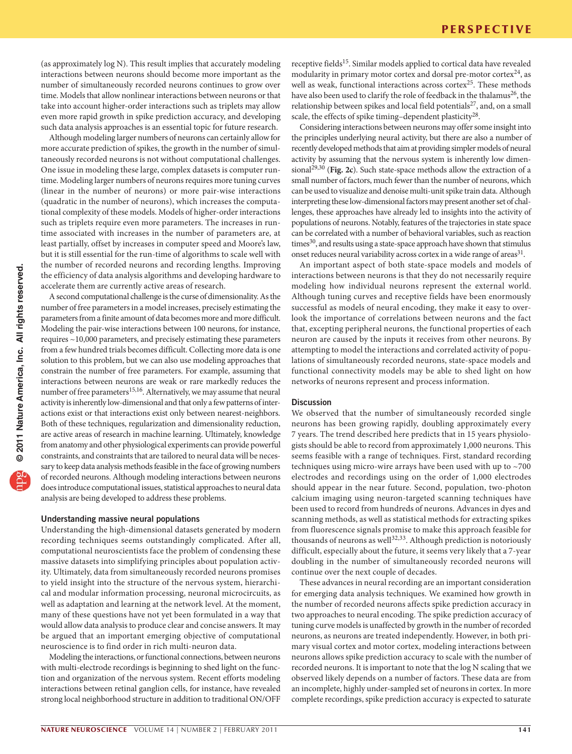(as approximately log N). This result implies that accurately modeling interactions between neurons should become more important as the number of simultaneously recorded neurons continues to grow over time. Models that allow nonlinear interactions between neurons or that take into account higher-order interactions such as triplets may allow even more rapid growth in spike prediction accuracy, and developing such data analysis approaches is an essential topic for future research.

Although modeling larger numbers of neurons can certainly allow for more accurate prediction of spikes, the growth in the number of simultaneously recorded neurons is not without computational challenges. One issue in modeling these large, complex datasets is computer runtime. Modeling larger numbers of neurons requires more tuning curves (linear in the number of neurons) or more pair-wise interactions (quadratic in the number of neurons), which increases the computational complexity of these models. Models of higher-order interactions such as triplets require even more parameters. The increases in runtime associated with increases in the number of parameters are, at least partially, offset by increases in computer speed and Moore's law, but it is still essential for the run-time of algorithms to scale well with the number of recorded neurons and recording lengths. Improving the efficiency of data analysis algorithms and developing hardware to accelerate them are currently active areas of research.

A second computational challenge is the curse of dimensionality. As the number of free parameters in a model increases, precisely estimating the parameters from a finite amount of data becomes more and more difficult. Modeling the pair-wise interactions between 100 neurons, for instance, requires ~10,000 parameters, and precisely estimating these parameters from a few hundred trials becomes difficult. Collecting more data is one solution to this problem, but we can also use modeling approaches that constrain the number of free parameters. For example, assuming that interactions between neurons are weak or rare markedly reduces the number of free parameters[15,16]. Alternatively, we may assume that neural activity is inherently low-dimensional and that only a few patterns of interactions exist or that interactions exist only between nearest-neighbors. Both of these techniques, regularization and dimensionality reduction, are active areas of research in machine learning. Ultimately, knowledge from anatomy and other physiological experiments can provide powerful constraints, and constraints that are tailored to neural data will be necessary to keep data analysis methods feasible in the face of growing numbers of recorded neurons. Although modeling interactions between neurons does introduce computational issues, statistical approaches to neural data analysis are being developed to address these problems.

## Understanding massive neural populations

Understanding the high-dimensional datasets generated by modern recording techniques seems outstandingly complicated. After all, computational neuroscientists face the problem of condensing these massive datasets into simplifying principles about population activity. Ultimately, data from simultaneously recorded neurons promises to yield insight into the structure of the nervous system, hierarchical and modular information processing, neuronal microcircuits, as well as adaptation and learning at the network level. At the moment, many of these questions have not yet been formulated in a way that would allow data analysis to produce clear and concise answers. It may be argued that an important emerging objective of computational neuroscience is to find order in rich multi-neuron data.

Modeling the interactions, or functional connections, between neurons with multi-electrode recordings is beginning to shed light on the function and organization of the nervous system. Recent efforts modeling interactions between retinal ganglion cells, for instance, have revealed strong local neighborhood structure in addition to traditional ON/OFF receptive fields[15]. Similar models applied to cortical data have revealed modularity in primary motor cortex and dorsal pre-motor cortex[24], as well as weak, functional interactions across cortex[25]. These methods have also been used to clarify the role of feedback in the thalamus[26], the relationship between spikes and local field potentials[27], and, on a small scale, the effects of spike timing–dependent plasticity[28].

Considering interactions between neurons may offer some insight into the principles underlying neural activity, but there are also a number of recently developed methods that aim at providing simpler models of neural activity by assuming that the nervous system is inherently low dimensional[29,30] (**Fig. 2c**). Such state-space methods allow the extraction of a small number of factors, much fewer than the number of neurons, which can be used to visualize and denoise multi-unit spike train data. Although interpreting these low-dimensional factors may present another set of challenges, these approaches have already led to insights into the activity of populations of neurons. Notably, features of the trajectories in state space can be correlated with a number of behavioral variables, such as reaction times[30], and results using a state-space approach have shown that stimulus onset reduces neural variability across cortex in a wide range of areas[31].

An important aspect of both state-space models and models of interactions between neurons is that they do not necessarily require modeling how individual neurons represent the external world. Although tuning curves and receptive fields have been enormously successful as models of neural encoding, they make it easy to overlook the importance of correlations between neurons and the fact that, excepting peripheral neurons, the functional properties of each neuron are caused by the inputs it receives from other neurons. By attempting to model the interactions and correlated activity of populations of simultaneously recorded neurons, state-space models and functional connectivity models may be able to shed light on how networks of neurons represent and process information.

## Discussion

We observed that the number of simultaneously recorded single neurons has been growing rapidly, doubling approximately every 7 years. The trend described here predicts that in 15 years physiologists should be able to record from approximately 1,000 neurons. This seems feasible with a range of techniques. First, standard recording techniques using micro-wire arrays have been used with up to ~700 electrodes and recordings using on the order of 1,000 electrodes should appear in the near future. Second, population, two-photon calcium imaging using neuron-targeted scanning techniques have been used to record from hundreds of neurons. Advances in dyes and scanning methods, as well as statistical methods for extracting spikes from fluorescence signals promise to make this approach feasible for thousands of neurons as well[32,33]. Although prediction is notoriously difficult, especially about the future, it seems very likely that a 7-year doubling in the number of simultaneously recorded neurons will continue over the next couple of decades.

These advances in neural recording are an important consideration for emerging data analysis techniques. We examined how growth in the number of recorded neurons affects spike prediction accuracy in two approaches to neural encoding. The spike prediction accuracy of tuning curve models is unaffected by growth in the number of recorded neurons, as neurons are treated independently. However, in both primary visual cortex and motor cortex, modeling interactions between neurons allows spike prediction accuracy to scale with the number of recorded neurons. It is important to note that the log N scaling that we observed likely depends on a number of factors. These data are from an incomplete, highly under-sampled set of neurons in cortex. In more complete recordings, spike prediction accuracy is expected to saturate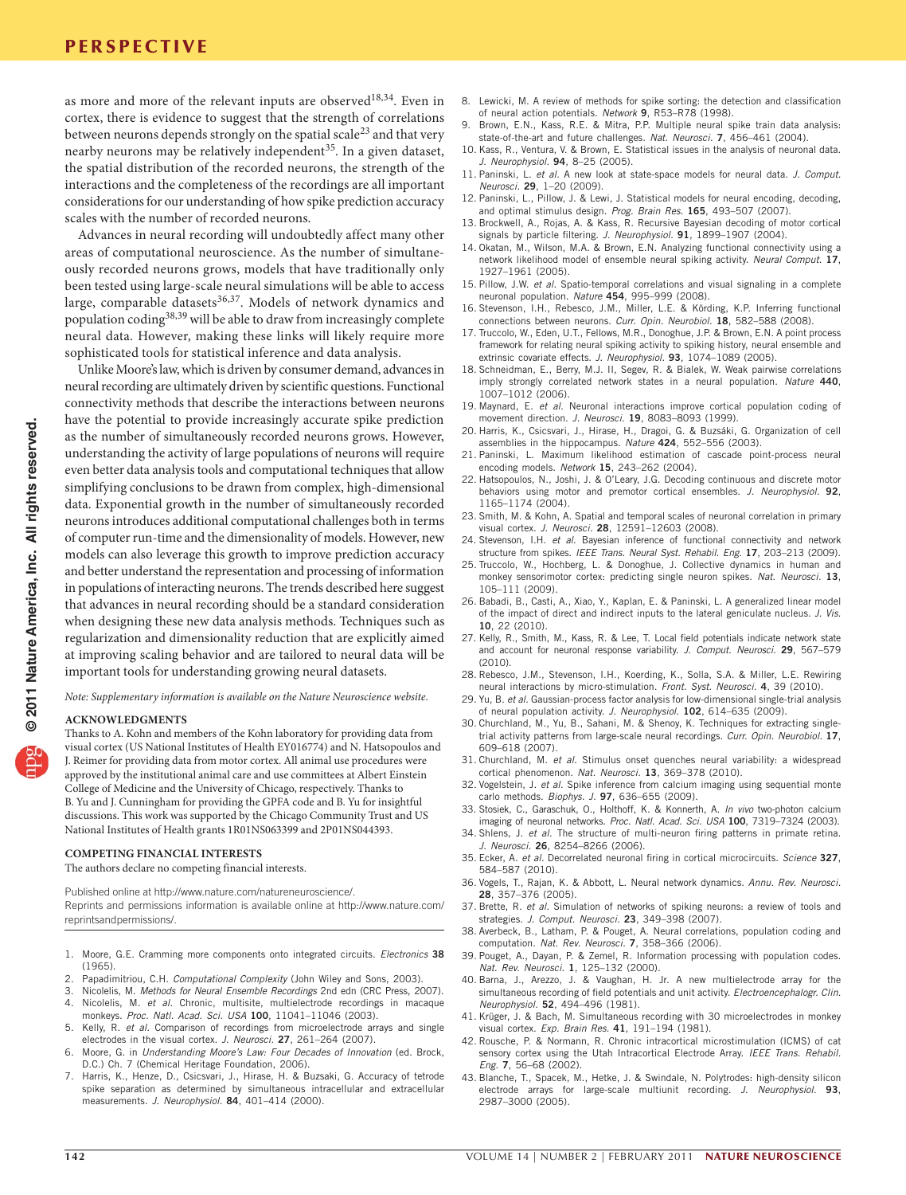as more and more of the relevant inputs are observed[18,34]. Even in cortex, there is evidence to suggest that the strength of correlations between neurons depends strongly on the spatial scale[23] and that very nearby neurons may be relatively independent[35]. In a given dataset, the spatial distribution of the recorded neurons, the strength of the interactions and the completeness of the recordings are all important considerations for our understanding of how spike prediction accuracy scales with the number of recorded neurons.

Advances in neural recording will undoubtedly affect many other areas of computational neuroscience. As the number of simultaneously recorded neurons grows, models that have traditionally only been tested using large-scale neural simulations will be able to access large, comparable datasets[36,37]. Models of network dynamics and population coding[38,39] will be able to draw from increasingly complete neural data. However, making these links will likely require more sophisticated tools for statistical inference and data analysis.

Unlike Moore's law, which is driven by consumer demand, advances in neural recording are ultimately driven by scientific questions. Functional connectivity methods that describe the interactions between neurons have the potential to provide increasingly accurate spike prediction as the number of simultaneously recorded neurons grows. However, understanding the activity of large populations of neurons will require even better data analysis tools and computational techniques that allow simplifying conclusions to be drawn from complex, high-dimensional data. Exponential growth in the number of simultaneously recorded neurons introduces additional computational challenges both in terms of computer run-time and the dimensionality of models. However, new models can also leverage this growth to improve prediction accuracy and better understand the representation and processing of information in populations of interacting neurons. The trends described here suggest that advances in neural recording should be a standard consideration when designing these new data analysis methods. Techniques such as regularization and dimensionality reduction that are explicitly aimed at improving scaling behavior and are tailored to neural data will be important tools for understanding growing neural datasets.

*Note: Supplementary information is available on the Nature Neuroscience website.*

## ACKNOWLEDGMENTS

Thanks to A. Kohn and members of the Kohn laboratory for providing data from visual cortex (US National Institutes of Health EY016774) and N. Hatsopoulos and J. Reimer for providing data from motor cortex. All animal use procedures were approved by the institutional animal care and use committees at Albert Einstein College of Medicine and the University of Chicago, respectively. Thanks to B. Yu and J. Cunningham for providing the GPFA code and B. Yu for insightful discussions. This work was supported by the Chicago Community Trust and US National Institutes of Health grants 1R01NS063399 and 2P01NS044393.

## COMPETING FINANCIAL INTERESTS

The authors declare no competing financial interests.

Published online at http://www.nature.com/natureneuroscience/.
Reprints and permissions information is available online at http://www.nature.com/reprintsandpermissions/.

1. Moore, G.E. Cramming more components onto integrated circuits. *Electronics* **38** (1965).
2. Papadimitriou, C.H. *Computational Complexity* (John Wiley and Sons, 2003).
3. Nicolelis, M. *Methods for Neural Ensemble Recordings* 2nd edn (CRC Press, 2007).
4. Nicolelis, M. *et al.* Chronic, multisite, multielectrode recordings in macaque monkeys. *Proc. Natl. Acad. Sci. USA* **100**, 11041–11046 (2003).
5. Kelly, R. *et al.* Comparison of recordings from microelectrode arrays and single electrodes in the visual cortex. *J. Neurosci.* **27**, 261–264 (2007).
6. Moore, G. in *Understanding Moore's Law: Four Decades of Innovation* (ed. Brock, D.C.) Ch. 7 (Chemical Heritage Foundation, 2006).
7. Harris, K., Henze, D., Csicsvari, J., Hirase, H. & Buzsaki, G. Accuracy of tetrode spike separation as determined by simultaneous intracellular and extracellular measurements. *J. Neurophysiol.* **84**, 401–414 (2000).
8. Lewicki, M. A review of methods for spike sorting: the detection and classification of neural action potentials. *Network* **9**, R53–R78 (1998).
9. Brown, E.N., Kass, R.E. & Mitra, P.P. Multiple neural spike train data analysis: state-of-the-art and future challenges. *Nat. Neurosci.* **7**, 456–461 (2004).
10. Kass, R., Ventura, V. & Brown, E. Statistical issues in the analysis of neuronal data. *J. Neurophysiol.* **94**, 8–25 (2005).
11. Paninski, L. *et al.* A new look at state-space models for neural data. *J. Comput. Neurosci.* **29**, 1–20 (2009).
12. Paninski, L., Pillow, J. & Lewi, J. Statistical models for neural encoding, decoding, and optimal stimulus design. *Prog. Brain Res.* **165**, 493–507 (2007).
13. Brockwell, A., Rojas, A. & Kass, R. Recursive Bayesian decoding of motor cortical signals by particle filtering. *J. Neurophysiol.* **91**, 1899–1907 (2004).
14. Okatan, M., Wilson, M.A. & Brown, E.N. Analyzing functional connectivity using a network likelihood model of ensemble neural spiking activity. *Neural Comput.* **17**, 1927–1961 (2005).
15. Pillow, J.W. *et al.* Spatio-temporal correlations and visual signaling in a complete neuronal population. *Nature* **454**, 995–999 (2008).
16. Stevenson, I.H., Rebesco, J.M., Miller, L.E. & Körding, K.P. Inferring functional connections between neurons. *Curr. Opin. Neurobiol.* **18**, 582–588 (2008).
17. Truccolo, W., Eden, U.T., Fellows, M.R., Donoghue, J.P. & Brown, E.N. A point process framework for relating neural spiking activity to spiking history, neural ensemble and extrinsic covariate effects. *J. Neurophysiol.* **93**, 1074–1089 (2005).
18. Schneidman, E., Berry, M.J. II, Segev, R. & Bialek, W. Weak pairwise correlations imply strongly correlated network states in a neural population. *Nature* **440**, 1007–1012 (2006).
19. Maynard, E. *et al.* Neuronal interactions improve cortical population coding of movement direction. *J. Neurosci.* **19**, 8083–8093 (1999).
20. Harris, K., Csicsvari, J., Hirase, H., Dragoi, G. & Buzsáki, G. Organization of cell assemblies in the hippocampus. *Nature* **424**, 552–556 (2003).
21. Paninski, L. Maximum likelihood estimation of cascade point-process neural encoding models. *Network* **15**, 243–262 (2004).
22. Hatsopoulos, N., Joshi, J. & O'Leary, J.G. Decoding continuous and discrete motor behaviors using motor and premotor cortical ensembles. *J. Neurophysiol.* **92**, 1165–1174 (2004).
23. Smith, M. & Kohn, A. Spatial and temporal scales of neuronal correlation in primary visual cortex. *J. Neurosci.* **28**, 12591–12603 (2008).
24. Stevenson, I.H. *et al.* Bayesian inference of functional connectivity and network structure from spikes. *IEEE Trans. Neural Syst. Rehabil. Eng.* **17**, 203–213 (2009).
25. Truccolo, W., Hochberg, L. & Donoghue, J. Collective dynamics in human and monkey sensorimotor cortex: predicting single neuron spikes. *Nat. Neurosci.* **13**, 105–111 (2009).
26. Babadi, B., Casti, A., Xiao, Y., Kaplan, E. & Paninski, L. A generalized linear model of the impact of direct and indirect inputs to the lateral geniculate nucleus. *J. Vis.* **10**, 22 (2010).
27. Kelly, R., Smith, M., Kass, R. & Lee, T. Local field potentials indicate network state and account for neuronal response variability. *J. Comput. Neurosci.* **29**, 567–579 (2010).
28. Rebesco, J.M., Stevenson, I.H., Koerding, K., Solla, S.A. & Miller, L.E. Rewiring neural interactions by micro-stimulation. *Front. Syst. Neurosci.* **4**, 39 (2010).
29. Yu, B. *et al.* Gaussian-process factor analysis for low-dimensional single-trial analysis of neural population activity. *J. Neurophysiol.* **102**, 614–635 (2009).
30. Churchland, M., Yu, B., Sahani, M. & Shenoy, K. Techniques for extracting single-trial activity patterns from large-scale neural recordings. *Curr. Opin. Neurobiol.* **17**, 609–618 (2007).
31. Churchland, M. *et al.* Stimulus onset quenches neural variability: a widespread cortical phenomenon. *Nat. Neurosci.* **13**, 369–378 (2010).
32. Vogelstein, J. *et al.* Spike inference from calcium imaging using sequential monte carlo methods. *Biophys. J.* **97**, 636–655 (2009).
33. Stosiek, C., Garaschuk, O., Holthoff, K. & Konnerth, A. *In vivo* two-photon calcium imaging of neuronal networks. *Proc. Natl. Acad. Sci. USA* **100**, 7319–7324 (2003).
34. Shlens, J. *et al.* The structure of multi-neuron firing patterns in primate retina. *J. Neurosci.* **26**, 8254–8266 (2006).
35. Ecker, A. *et al.* Decorrelated neuronal firing in cortical microcircuits. *Science* **327**, 584–587 (2010).
36. Vogels, T., Rajan, K. & Abbott, L. Neural network dynamics. *Annu. Rev. Neurosci.* **28**, 357–376 (2005).
37. Brette, R. *et al.* Simulation of networks of spiking neurons: a review of tools and strategies. *J. Comput. Neurosci.* **23**, 349–398 (2007).
38. Averbeck, B., Latham, P. & Pouget, A. Neural correlations, population coding and computation. *Nat. Rev. Neurosci.* **7**, 358–366 (2006).
39. Pouget, A., Dayan, P. & Zemel, R. Information processing with population codes. *Nat. Rev. Neurosci.* **1**, 125–132 (2000).
40. Barna, J., Arezzo, J. & Vaughan, H. Jr. A new multielectrode array for the simultaneous recording of field potentials and unit activity. *Electroencephalogr. Clin. Neurophysiol.* **52**, 494–496 (1981).
41. Krüger, J. & Bach, M. Simultaneous recording with 30 microelectrodes in monkey visual cortex. *Exp. Brain Res.* **41**, 191–194 (1981).
42. Rousche, P. & Normann, R. Chronic intracortical microstimulation (ICMS) of cat sensory cortex using the Utah Intracortical Electrode Array. *IEEE Trans. Rehabil. Eng.* **7**, 56–68 (2002).
43. Blanche, T., Spacek, M., Hetke, J. & Swindale, N. Polytrodes: high-density silicon electrode arrays for large-scale multiunit recording. *J. Neurophysiol.* **93**, 2987–3000 (2005).